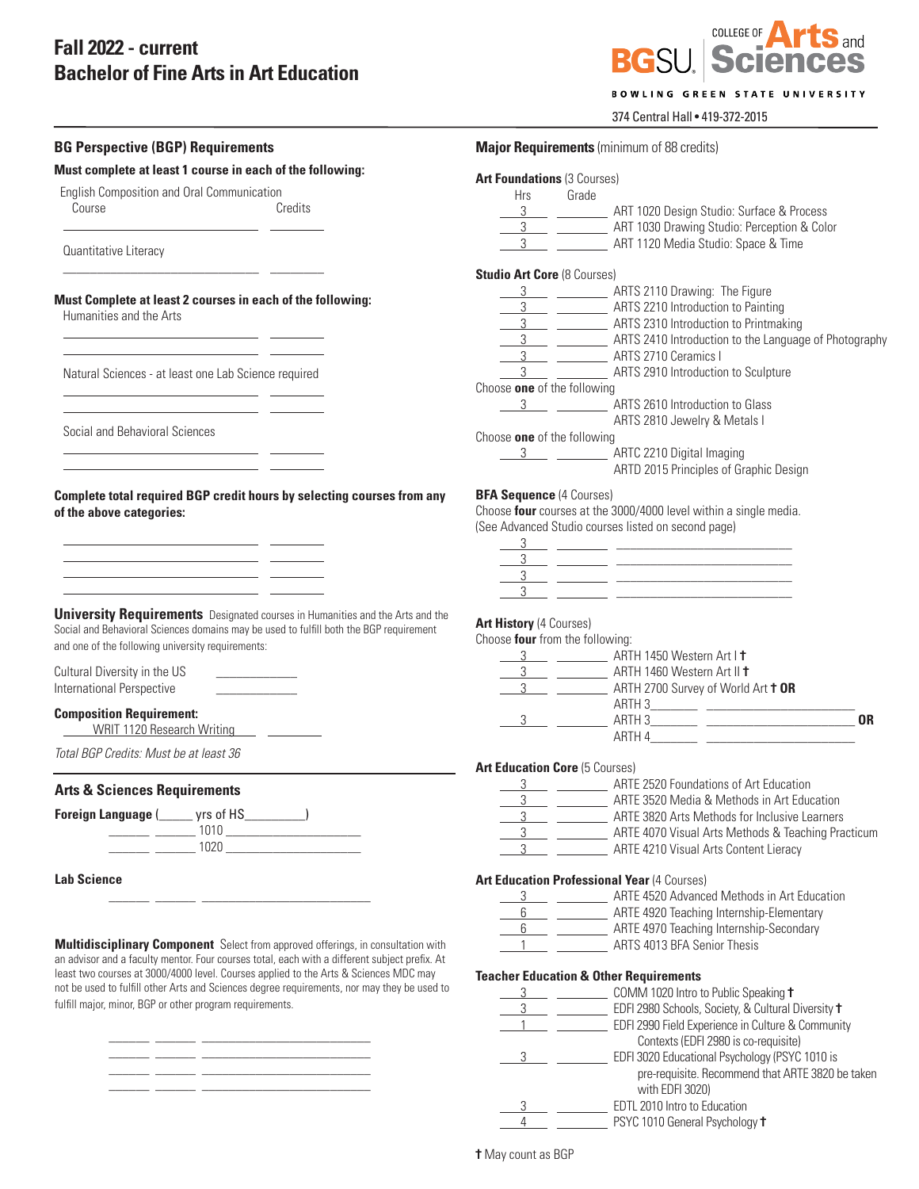# Fall 2022 - current
# Bachelor of Fine Arts in Art Education

BGSU COLLEGE OF Arts and Sciences
BOWLING GREEN STATE UNIVERSITY
374 Central Hall • 419-372-2015

## BG Perspective (BGP) Requirements

**Must complete at least 1 course in each of the following:**

English Composition and Oral Communication

| Course | Credits |
|---|---|
| ______________________ | ________ |

Quantitative Literacy

| | |
|---|---|
| ______________________ | ________ |

**Must Complete at least 2 courses in each of the following:**

Humanities and the Arts

| | |
|---|---|
| ______________________ | ________ |
| ______________________ | ________ |

Natural Sciences - at least one Lab Science required

| | |
|---|---|
| ______________________ | ________ |
| ______________________ | ________ |

Social and Behavioral Sciences

| | |
|---|---|
| ______________________ | ________ |
| ______________________ | ________ |

**Complete total required BGP credit hours by selecting courses from any of the above categories:**

| | |
|---|---|
| ______________________ | ________ |
| ______________________ | ________ |
| ______________________ | ________ |
| ______________________ | ________ |

**University Requirements** Designated courses in Humanities and the Arts and the Social and Behavioral Sciences domains may be used to fulfill both the BGP requirement and one of the following university requirements:

Cultural Diversity in the US ____________
International Perspective ____________

**Composition Requirement:**
WRIT 1120 Research Writing ________

*Total BGP Credits: Must be at least 36*

## Arts & Sciences Requirements

**Foreign Language** (_____ yrs of HS_________)

______ ______ 1010 ____________________
______ ______ 1020 ____________________

**Lab Science**

______ ______ ________________________

**Multidisciplinary Component** Select from approved offerings, in consultation with an advisor and a faculty mentor. Four courses total, each with a different subject prefix. At least two courses at 3000/4000 level. Courses applied to the Arts & Sciences MDC may not be used to fulfill other Arts and Sciences degree requirements, nor may they be used to fulfill major, minor, BGP or other program requirements.

______ ______ ________________________
______ ______ ________________________
______ ______ ________________________
______ ______ ________________________

## Major Requirements (minimum of 88 credits)

**Art Foundations** (3 Courses)

| Hrs | Grade | Course |
|---|---|---|
| 3 | ________ | ART 1020 Design Studio: Surface & Process |
| 3 | ________ | ART 1030 Drawing Studio: Perception & Color |
| 3 | ________ | ART 1120 Media Studio: Space & Time |

**Studio Art Core** (8 Courses)

| Hrs | Grade | Course |
|---|---|---|
| 3 | ________ | ARTS 2110 Drawing: The Figure |
| 3 | ________ | ARTS 2210 Introduction to Painting |
| 3 | ________ | ARTS 2310 Introduction to Printmaking |
| 3 | ________ | ARTS 2410 Introduction to the Language of Photography |
| 3 | ________ | ARTS 2710 Ceramics I |
| 3 | ________ | ARTS 2910 Introduction to Sculpture |

Choose **one** of the following

| Hrs | Grade | Course |
|---|---|---|
| 3 | ________ | ARTS 2610 Introduction to Glass<br>ARTS 2810 Jewelry & Metals I |

Choose **one** of the following

| Hrs | Grade | Course |
|---|---|---|
| 3 | ________ | ARTC 2210 Digital Imaging<br>ARTD 2015 Principles of Graphic Design |

**BFA Sequence** (4 Courses)
Choose **four** courses at the 3000/4000 level within a single media.
(See Advanced Studio courses listed on second page)

| Hrs | Grade | Course |
|---|---|---|
| 3 | ________ | ______________________ |
| 3 | ________ | ______________________ |
| 3 | ________ | ______________________ |
| 3 | ________ | ______________________ |

**Art History** (4 Courses)
Choose **four** from the following:

| Hrs | Grade | Course |
|---|---|---|
| 3 | ________ | ARTH 1450 Western Art I † |
| 3 | ________ | ARTH 1460 Western Art II † |
| 3 | ________ | ARTH 2700 Survey of World Art † **OR**<br>ARTH 3_______ ____________________ |
| 3 | ________ | ARTH 3_______ ____________________ **OR**<br>ARTH 4_______ ____________________ |

**Art Education Core** (5 Courses)

| Hrs | Grade | Course |
|---|---|---|
| 3 | ________ | ARTE 2520 Foundations of Art Education |
| 3 | ________ | ARTE 3520 Media & Methods in Art Education |
| 3 | ________ | ARTE 3820 Arts Methods for Inclusive Learners |
| 3 | ________ | ARTE 4070 Visual Arts Methods & Teaching Practicum |
| 3 | ________ | ARTE 4210 Visual Arts Content Literacy |

**Art Education Professional Year** (4 Courses)

| Hrs | Grade | Course |
|---|---|---|
| 3 | ________ | ARTE 4520 Advanced Methods in Art Education |
| 6 | ________ | ARTE 4920 Teaching Internship-Elementary |
| 6 | ________ | ARTE 4970 Teaching Internship-Secondary |
| 1 | ________ | ARTS 4013 BFA Senior Thesis |

**Teacher Education & Other Requirements**

| Hrs | Grade | Course |
|---|---|---|
| 3 | ________ | COMM 1020 Intro to Public Speaking † |
| 3 | ________ | EDFI 2980 Schools, Society, & Cultural Diversity † |
| 1 | ________ | EDFI 2990 Field Experience in Culture & Community Contexts (EDFI 2980 is co-requisite) |
| 3 | ________ | EDFI 3020 Educational Psychology (PSYC 1010 is pre-requisite. Recommend that ARTE 3820 be taken with EDFI 3020) |
| 3 | ________ | EDTL 2010 Intro to Education |
| 4 | ________ | PSYC 1010 General Psychology † |

† May count as BGP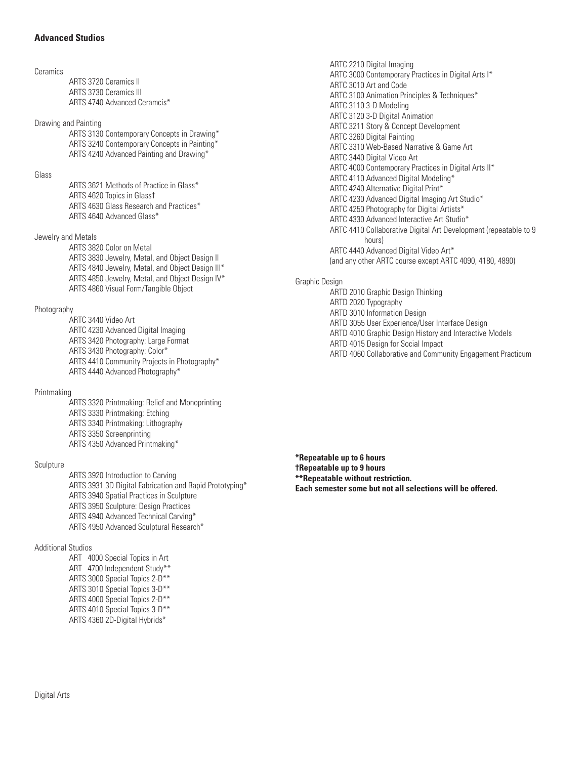## Advanced Studios

Ceramics

- ARTS 3720 Ceramics II
- ARTS 3730 Ceramics III
- ARTS 4740 Advanced Ceramcis*

Drawing and Painting

- ARTS 3130 Contemporary Concepts in Drawing*
- ARTS 3240 Contemporary Concepts in Painting*
- ARTS 4240 Advanced Painting and Drawing*

Glass

- ARTS 3621 Methods of Practice in Glass*
- ARTS 4620 Topics in Glass†
- ARTS 4630 Glass Research and Practices*
- ARTS 4640 Advanced Glass*

Jewelry and Metals

- ARTS 3820 Color on Metal
- ARTS 3830 Jewelry, Metal, and Object Design II
- ARTS 4840 Jewelry, Metal, and Object Design III*
- ARTS 4850 Jewelry, Metal, and Object Design IV*
- ARTS 4860 Visual Form/Tangible Object

Photography

- ARTC 3440 Video Art
- ARTC 4230 Advanced Digital Imaging
- ARTS 3420 Photography: Large Format
- ARTS 3430 Photography: Color*
- ARTS 4410 Community Projects in Photography*
- ARTS 4440 Advanced Photography*

Printmaking

- ARTS 3320 Printmaking: Relief and Monoprinting
- ARTS 3330 Printmaking: Etching
- ARTS 3340 Printmaking: Lithography
- ARTS 3350 Screenprinting
- ARTS 4350 Advanced Printmaking*

Sculpture

- ARTS 3920 Introduction to Carving
- ARTS 3931 3D Digital Fabrication and Rapid Prototyping*
- ARTS 3940 Spatial Practices in Sculpture
- ARTS 3950 Sculpture: Design Practices
- ARTS 4940 Advanced Technical Carving*
- ARTS 4950 Advanced Sculptural Research*

Additional Studios

- ART 4000 Special Topics in Art
- ART 4700 Independent Study**
- ARTS 3000 Special Topics 2-D**
- ARTS 3010 Special Topics 3-D**
- ARTS 4000 Special Topics 2-D**
- ARTS 4010 Special Topics 3-D**
- ARTS 4360 2D-Digital Hybrids*

Digital Arts

- ARTC 2210 Digital Imaging
- ARTC 3000 Contemporary Practices in Digital Arts I*
- ARTC 3010 Art and Code
- ARTC 3100 Animation Principles & Techniques*
- ARTC 3110 3-D Modeling
- ARTC 3120 3-D Digital Animation
- ARTC 3211 Story & Concept Development
- ARTC 3260 Digital Painting
- ARTC 3310 Web-Based Narrative & Game Art
- ARTC 3440 Digital Video Art
- ARTC 4000 Contemporary Practices in Digital Arts II*
- ARTC 4110 Advanced Digital Modeling*
- ARTC 4240 Alternative Digital Print*
- ARTC 4230 Advanced Digital Imaging Art Studio*
- ARTC 4250 Photography for Digital Artists*
- ARTC 4330 Advanced Interactive Art Studio*
- ARTC 4410 Collaborative Digital Art Development (repeatable to 9 hours)
- ARTC 4440 Advanced Digital Video Art*
- (and any other ARTC course except ARTC 4090, 4180, 4890)

Graphic Design

- ARTD 2010 Graphic Design Thinking
- ARTD 2020 Typography
- ARTD 3010 Information Design
- ARTD 3055 User Experience/User Interface Design
- ARTD 4010 Graphic Design History and Interactive Models
- ARTD 4015 Design for Social Impact
- ARTD 4060 Collaborative and Community Engagement Practicum

**\*Repeatable up to 6 hours**
**†Repeatable up to 9 hours**
**\*\*Repeatable without restriction.**
**Each semester some but not all selections will be offered.**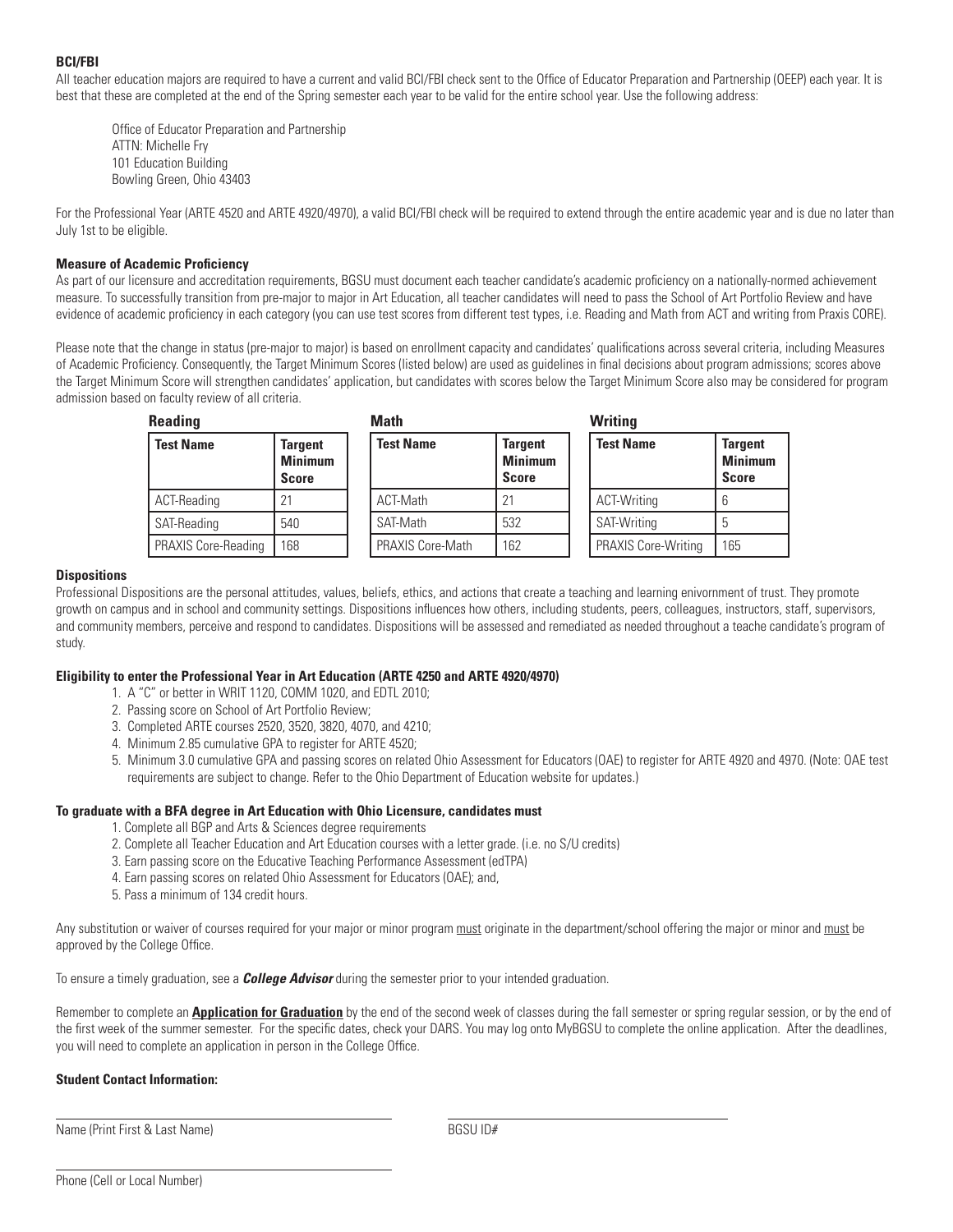**BCI/FBI**

All teacher education majors are required to have a current and valid BCI/FBI check sent to the Office of Educator Preparation and Partnership (OEEP) each year. It is best that these are completed at the end of the Spring semester each year to be valid for the entire school year. Use the following address:

Office of Educator Preparation and Partnership
ATTN: Michelle Fry
101 Education Building
Bowling Green, Ohio 43403

For the Professional Year (ARTE 4520 and ARTE 4920/4970), a valid BCI/FBI check will be required to extend through the entire academic year and is due no later than July 1st to be eligible.

**Measure of Academic Proficiency**

As part of our licensure and accreditation requirements, BGSU must document each teacher candidate's academic proficiency on a nationally-normed achievement measure. To successfully transition from pre-major to major in Art Education, all teacher candidates will need to pass the School of Art Portfolio Review and have evidence of academic proficiency in each category (you can use test scores from different test types, i.e. Reading and Math from ACT and writing from Praxis CORE).

Please note that the change in status (pre-major to major) is based on enrollment capacity and candidates' qualifications across several criteria, including Measures of Academic Proficiency. Consequently, the Target Minimum Scores (listed below) are used as guidelines in final decisions about program admissions; scores above the Target Minimum Score will strengthen candidates' application, but candidates with scores below the Target Minimum Score also may be considered for program admission based on faculty review of all criteria.

**Reading**

| Test Name | Targent Minimum Score |
|---|---|
| ACT-Reading | 21 |
| SAT-Reading | 540 |
| PRAXIS Core-Reading | 168 |

**Math**

| Test Name | Targent Minimum Score |
|---|---|
| ACT-Math | 21 |
| SAT-Math | 532 |
| PRAXIS Core-Math | 162 |

**Writing**

| Test Name | Targent Minimum Score |
|---|---|
| ACT-Writing | 6 |
| SAT-Writing | 5 |
| PRAXIS Core-Writing | 165 |

**Dispositions**

Professional Dispositions are the personal attitudes, values, beliefs, ethics, and actions that create a teaching and learning enivornment of trust. They promote growth on campus and in school and community settings. Dispositions influences how others, including students, peers, colleagues, instructors, staff, supervisors, and community members, perceive and respond to candidates. Dispositions will be assessed and remediated as needed throughout a teache candidate's program of study.

**Eligibility to enter the Professional Year in Art Education (ARTE 4250 and ARTE 4920/4970)**

1. A "C" or better in WRIT 1120, COMM 1020, and EDTL 2010;
2. Passing score on School of Art Portfolio Review;
3. Completed ARTE courses 2520, 3520, 3820, 4070, and 4210;
4. Minimum 2.85 cumulative GPA to register for ARTE 4520;
5. Minimum 3.0 cumulative GPA and passing scores on related Ohio Assessment for Educators (OAE) to register for ARTE 4920 and 4970. (Note: OAE test requirements are subject to change. Refer to the Ohio Department of Education website for updates.)

**To graduate with a BFA degree in Art Education with Ohio Licensure, candidates must**

1. Complete all BGP and Arts & Sciences degree requirements
2. Complete all Teacher Education and Art Education courses with a letter grade. (i.e. no S/U credits)
3. Earn passing score on the Educative Teaching Performance Assessment (edTPA)
4. Earn passing scores on related Ohio Assessment for Educators (OAE); and,
5. Pass a minimum of 134 credit hours.

Any substitution or waiver of courses required for your major or minor program must originate in the department/school offering the major or minor and must be approved by the College Office.

To ensure a timely graduation, see a ***College Advisor*** during the semester prior to your intended graduation.

Remember to complete an **Application for Graduation** by the end of the second week of classes during the fall semester or spring regular session, or by the end of the first week of the summer semester. For the specific dates, check your DARS. You may log onto MyBGSU to complete the online application. After the deadlines, you will need to complete an application in person in the College Office.

**Student Contact Information:**

Name (Print First & Last Name)

BGSU ID#

Phone (Cell or Local Number)